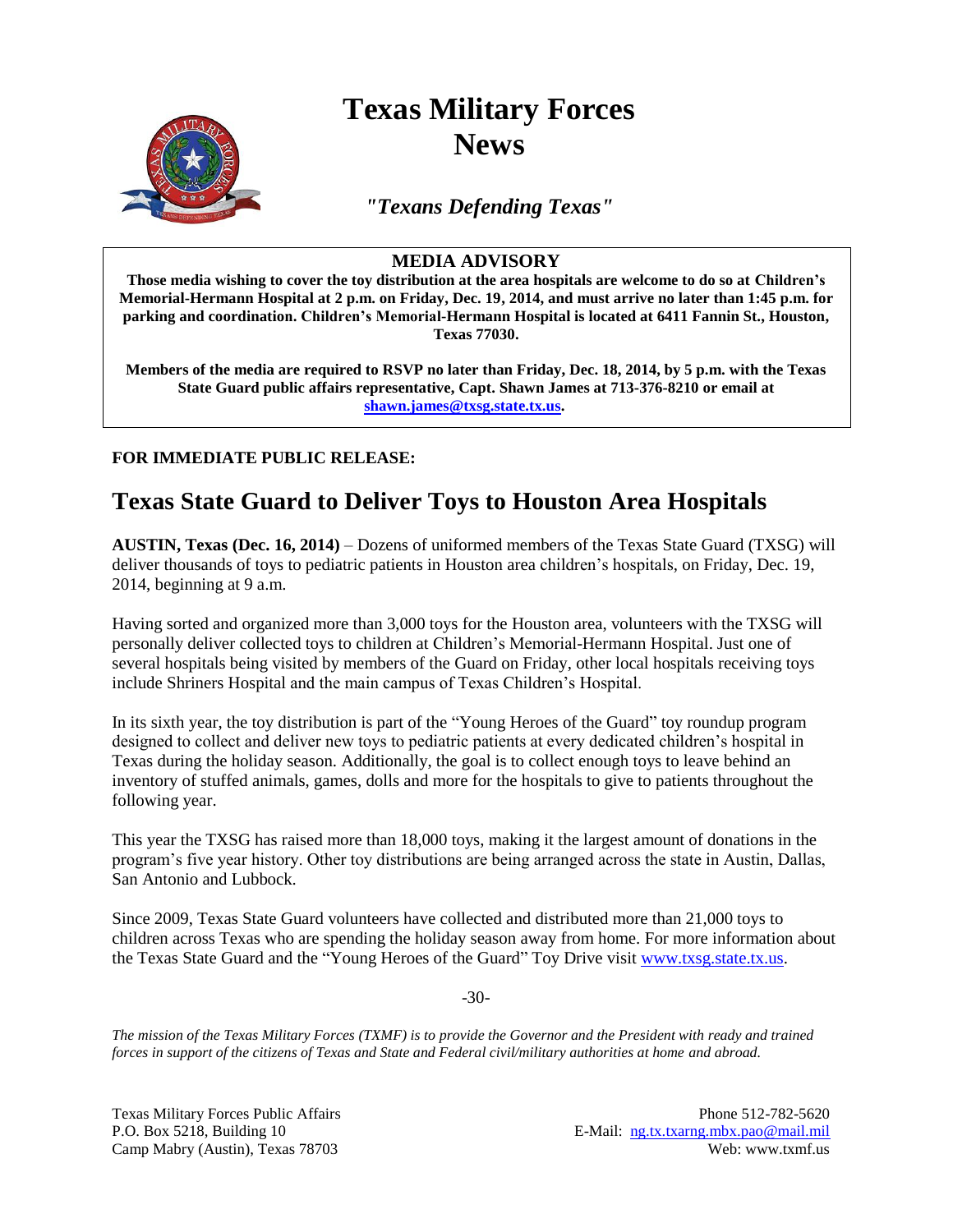# Texas Military Forces News

*"Texans Defending Texas"*

**MEDIA ADVISORY**

**Those media wishing to cover the toy distribution at the area hospitals are welcome to do so at Children's Memorial-Hermann Hospital at 2 p.m. on Friday, Dec. 19, 2014, and must arrive no later than 1:45 p.m. for parking and coordination. Children's Memorial-Hermann Hospital is located at 6411 Fannin St., Houston, Texas 77030.**

**Members of the media are required to RSVP no later than Friday, Dec. 18, 2014, by 5 p.m. with the Texas State Guard public affairs representative, Capt. Shawn James at 713-376-8210 or email at shawn.james@txsg.state.tx.us.**

**FOR IMMEDIATE PUBLIC RELEASE:**

## Texas State Guard to Deliver Toys to Houston Area Hospitals

**AUSTIN, Texas (Dec. 16, 2014)** – Dozens of uniformed members of the Texas State Guard (TXSG) will deliver thousands of toys to pediatric patients in Houston area children's hospitals, on Friday, Dec. 19, 2014, beginning at 9 a.m.

Having sorted and organized more than 3,000 toys for the Houston area, volunteers with the TXSG will personally deliver collected toys to children at Children's Memorial-Hermann Hospital. Just one of several hospitals being visited by members of the Guard on Friday, other local hospitals receiving toys include Shriners Hospital and the main campus of Texas Children's Hospital.

In its sixth year, the toy distribution is part of the "Young Heroes of the Guard" toy roundup program designed to collect and deliver new toys to pediatric patients at every dedicated children's hospital in Texas during the holiday season. Additionally, the goal is to collect enough toys to leave behind an inventory of stuffed animals, games, dolls and more for the hospitals to give to patients throughout the following year.

This year the TXSG has raised more than 18,000 toys, making it the largest amount of donations in the program's five year history. Other toy distributions are being arranged across the state in Austin, Dallas, San Antonio and Lubbock.

Since 2009, Texas State Guard volunteers have collected and distributed more than 21,000 toys to children across Texas who are spending the holiday season away from home. For more information about the Texas State Guard and the "Young Heroes of the Guard" Toy Drive visit www.txsg.state.tx.us.

-30-

*The mission of the Texas Military Forces (TXMF) is to provide the Governor and the President with ready and trained forces in support of the citizens of Texas and State and Federal civil/military authorities at home and abroad.*

Texas Military Forces Public Affairs
P.O. Box 5218, Building 10
Camp Mabry (Austin), Texas 78703

Phone 512-782-5620
E-Mail: ng.tx.txarng.mbx.pao@mail.mil
Web: www.txmf.us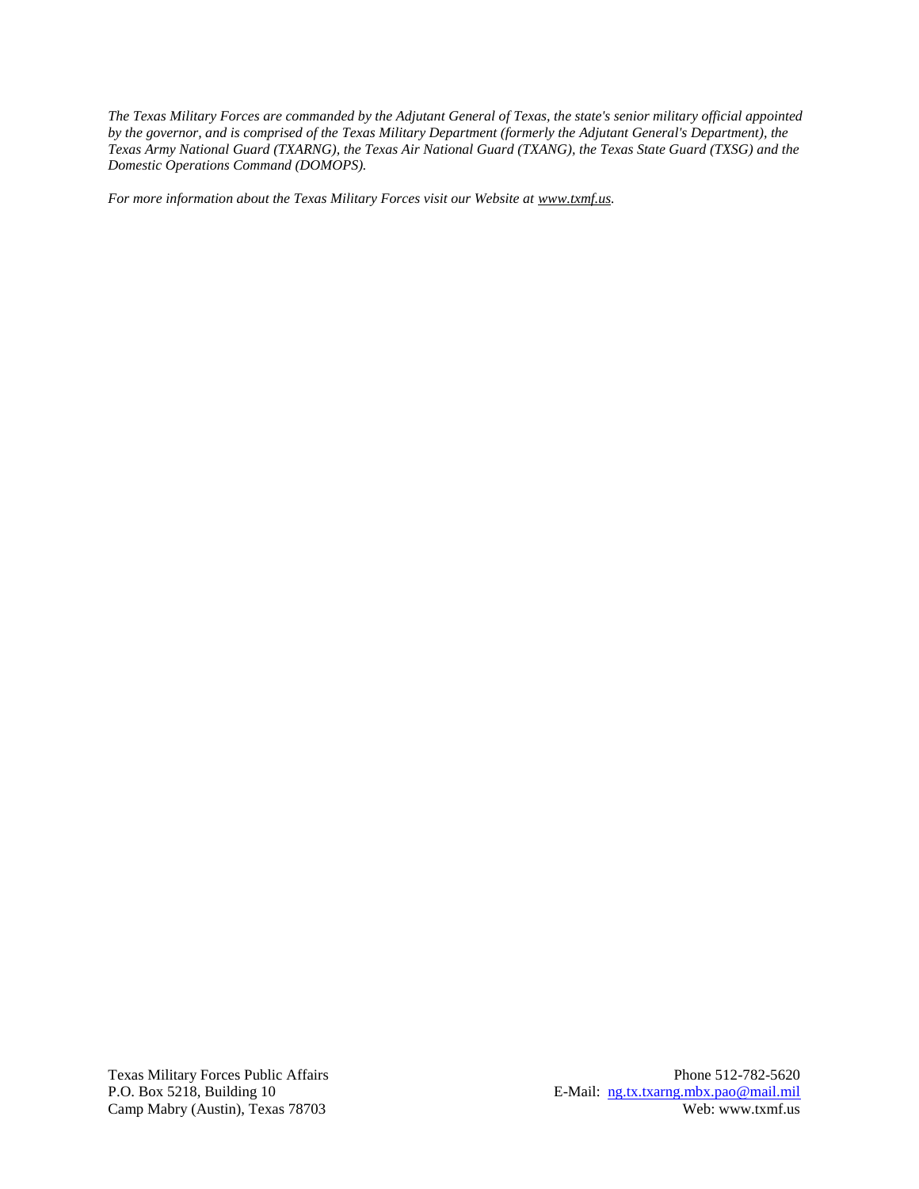*The Texas Military Forces are commanded by the Adjutant General of Texas, the state's senior military official appointed by the governor, and is comprised of the Texas Military Department (formerly the Adjutant General's Department), the Texas Army National Guard (TXARNG), the Texas Air National Guard (TXANG), the Texas State Guard (TXSG) and the Domestic Operations Command (DOMOPS).*

*For more information about the Texas Military Forces visit our Website at www.txmf.us.*